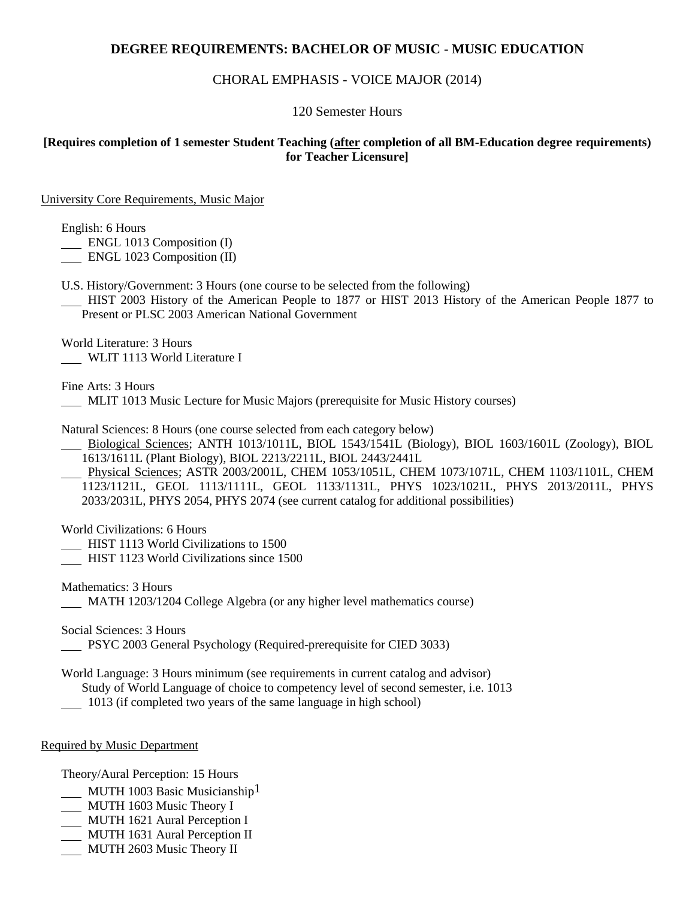# DEGREE REQUIREMENTS: BACHELOR OF MUSIC - MUSIC EDUCATION

## CHORAL EMPHASIS - VOICE MAJOR (2014)

120 Semester Hours

**[Requires completion of 1 semester Student Teaching (after completion of all BM-Education degree requirements) for Teacher Licensure]**

University Core Requirements, Music Major

English: 6 Hours
- ___ ENGL 1013 Composition (I)
- ___ ENGL 1023 Composition (II)

U.S. History/Government: 3 Hours (one course to be selected from the following)
- ___ HIST 2003 History of the American People to 1877 or HIST 2013 History of the American People 1877 to Present or PLSC 2003 American National Government

World Literature: 3 Hours
- ___ WLIT 1113 World Literature I

Fine Arts: 3 Hours
- ___ MLIT 1013 Music Lecture for Music Majors (prerequisite for Music History courses)

Natural Sciences: 8 Hours (one course selected from each category below)
- ___ Biological Sciences; ANTH 1013/1011L, BIOL 1543/1541L (Biology), BIOL 1603/1601L (Zoology), BIOL 1613/1611L (Plant Biology), BIOL 2213/2211L, BIOL 2443/2441L
- ___ Physical Sciences; ASTR 2003/2001L, CHEM 1053/1051L, CHEM 1073/1071L, CHEM 1103/1101L, CHEM 1123/1121L, GEOL 1113/1111L, GEOL 1133/1131L, PHYS 1023/1021L, PHYS 2013/2011L, PHYS 2033/2031L, PHYS 2054, PHYS 2074 (see current catalog for additional possibilities)

World Civilizations: 6 Hours
- ___ HIST 1113 World Civilizations to 1500
- ___ HIST 1123 World Civilizations since 1500

Mathematics: 3 Hours
- ___ MATH 1203/1204 College Algebra (or any higher level mathematics course)

Social Sciences: 3 Hours
- ___ PSYC 2003 General Psychology (Required-prerequisite for CIED 3033)

World Language: 3 Hours minimum (see requirements in current catalog and advisor)
Study of World Language of choice to competency level of second semester, i.e. 1013
- ___ 1013 (if completed two years of the same language in high school)

Required by Music Department

Theory/Aural Perception: 15 Hours
- ___ MUTH 1003 Basic Musicianship[1]
- ___ MUTH 1603 Music Theory I
- ___ MUTH 1621 Aural Perception I
- ___ MUTH 1631 Aural Perception II
- ___ MUTH 2603 Music Theory II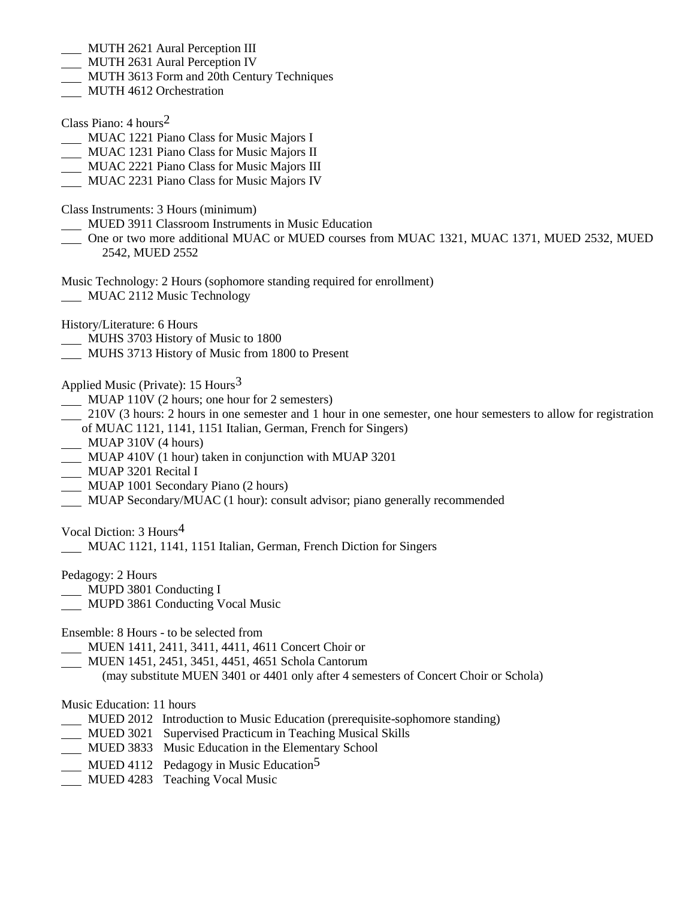___ MUTH 2621 Aural Perception III
___ MUTH 2631 Aural Perception IV
___ MUTH 3613 Form and 20th Century Techniques
___ MUTH 4612 Orchestration

Class Piano: 4 hours[2]

___ MUAC 1221 Piano Class for Music Majors I
___ MUAC 1231 Piano Class for Music Majors II
___ MUAC 2221 Piano Class for Music Majors III
___ MUAC 2231 Piano Class for Music Majors IV

Class Instruments: 3 Hours (minimum)

___ MUED 3911 Classroom Instruments in Music Education
___ One or two more additional MUAC or MUED courses from MUAC 1321, MUAC 1371, MUED 2532, MUED 2542, MUED 2552

Music Technology: 2 Hours (sophomore standing required for enrollment)

___ MUAC 2112 Music Technology

History/Literature: 6 Hours

___ MUHS 3703 History of Music to 1800
___ MUHS 3713 History of Music from 1800 to Present

Applied Music (Private): 15 Hours[3]

___ MUAP 110V (2 hours; one hour for 2 semesters)
___ 210V (3 hours: 2 hours in one semester and 1 hour in one semester, one hour semesters to allow for registration of MUAC 1121, 1141, 1151 Italian, German, French for Singers)
___ MUAP 310V (4 hours)
___ MUAP 410V (1 hour) taken in conjunction with MUAP 3201
___ MUAP 3201 Recital I
___ MUAP 1001 Secondary Piano (2 hours)
___ MUAP Secondary/MUAC (1 hour): consult advisor; piano generally recommended

Vocal Diction: 3 Hours[4]

___ MUAC 1121, 1141, 1151 Italian, German, French Diction for Singers

Pedagogy: 2 Hours

___ MUPD 3801 Conducting I
___ MUPD 3861 Conducting Vocal Music

Ensemble: 8 Hours - to be selected from

___ MUEN 1411, 2411, 3411, 4411, 4611 Concert Choir or
___ MUEN 1451, 2451, 3451, 4451, 4651 Schola Cantorum
(may substitute MUEN 3401 or 4401 only after 4 semesters of Concert Choir or Schola)

Music Education: 11 hours

___ MUED 2012 Introduction to Music Education (prerequisite-sophomore standing)
___ MUED 3021 Supervised Practicum in Teaching Musical Skills
___ MUED 3833 Music Education in the Elementary School
___ MUED 4112 Pedagogy in Music Education[5]
___ MUED 4283 Teaching Vocal Music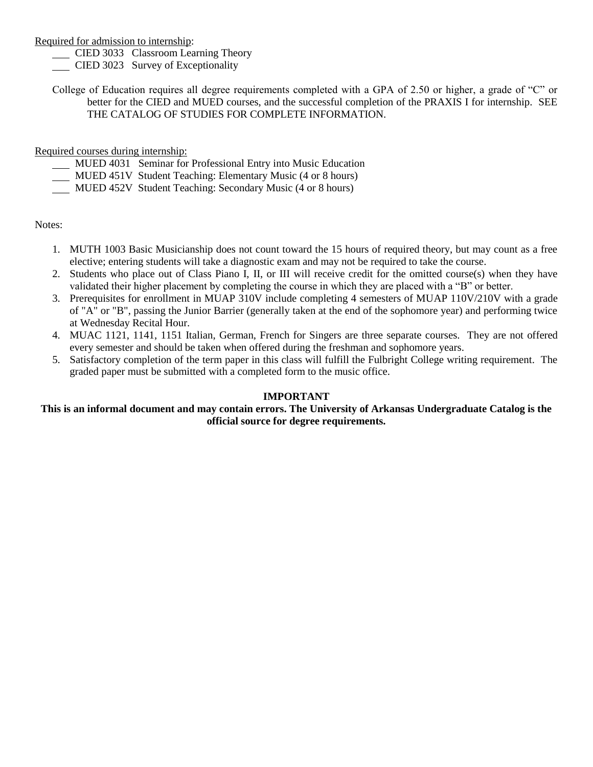Required for admission to internship:

- \_\_\_ CIED 3033 Classroom Learning Theory
- \_\_\_ CIED 3023 Survey of Exceptionality

College of Education requires all degree requirements completed with a GPA of 2.50 or higher, a grade of "C" or better for the CIED and MUED courses, and the successful completion of the PRAXIS I for internship. SEE THE CATALOG OF STUDIES FOR COMPLETE INFORMATION.

Required courses during internship:

- \_\_\_ MUED 4031 Seminar for Professional Entry into Music Education
- \_\_\_ MUED 451V Student Teaching: Elementary Music (4 or 8 hours)
- \_\_\_ MUED 452V Student Teaching: Secondary Music (4 or 8 hours)

Notes:

1. MUTH 1003 Basic Musicianship does not count toward the 15 hours of required theory, but may count as a free elective; entering students will take a diagnostic exam and may not be required to take the course.
2. Students who place out of Class Piano I, II, or III will receive credit for the omitted course(s) when they have validated their higher placement by completing the course in which they are placed with a "B" or better.
3. Prerequisites for enrollment in MUAP 310V include completing 4 semesters of MUAP 110V/210V with a grade of "A" or "B", passing the Junior Barrier (generally taken at the end of the sophomore year) and performing twice at Wednesday Recital Hour.
4. MUAC 1121, 1141, 1151 Italian, German, French for Singers are three separate courses. They are not offered every semester and should be taken when offered during the freshman and sophomore years.
5. Satisfactory completion of the term paper in this class will fulfill the Fulbright College writing requirement. The graded paper must be submitted with a completed form to the music office.

**IMPORTANT**

**This is an informal document and may contain errors. The University of Arkansas Undergraduate Catalog is the official source for degree requirements.**